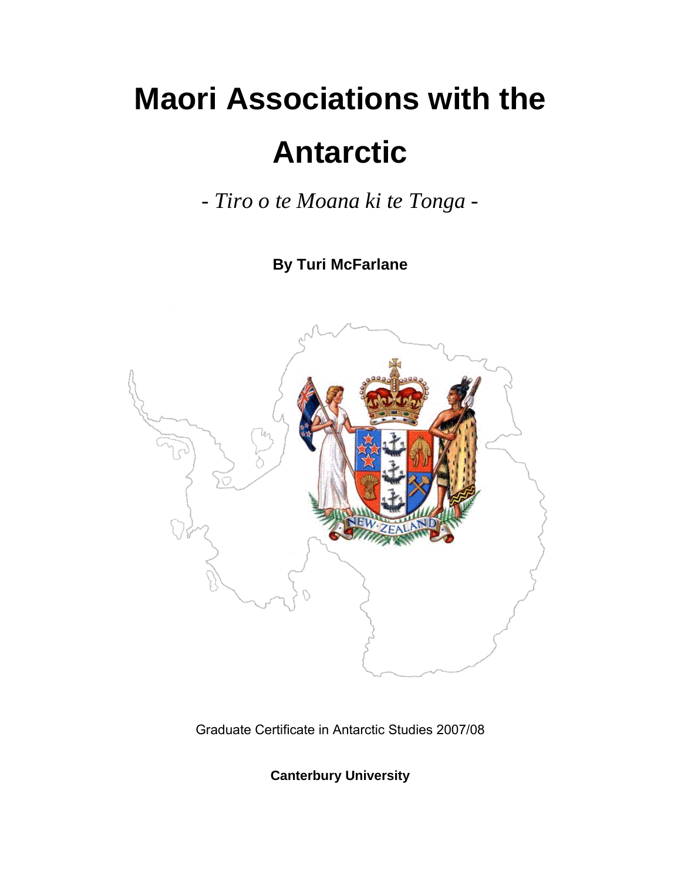# Maori Associations with the Antarctic

*- Tiro o te Moana ki te Tonga -*

**By Turi McFarlane**

Graduate Certificate in Antarctic Studies 2007/08

**Canterbury University**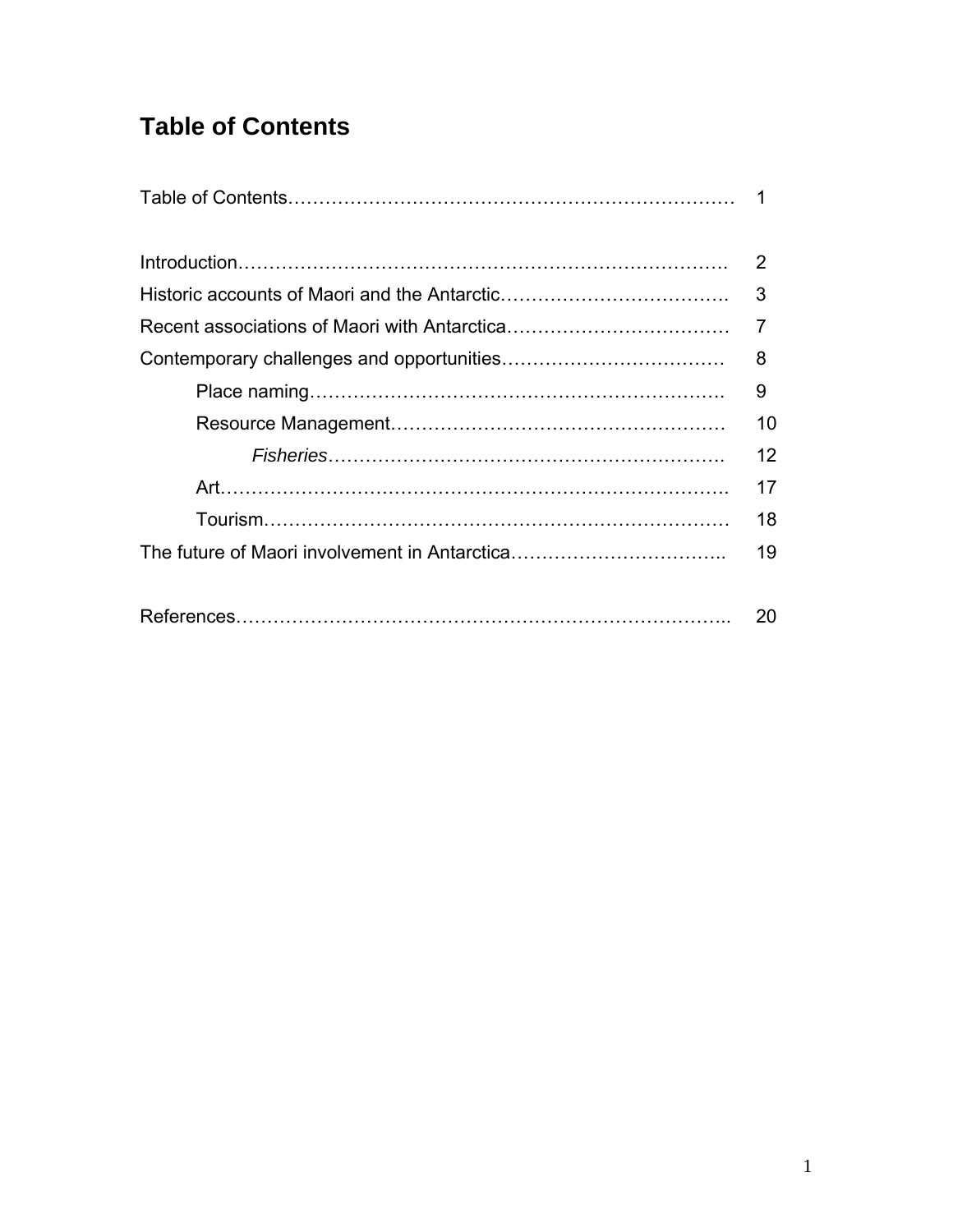# Table of Contents

| | |
|---|---|
| Table of Contents | 1 |
| | |
| Introduction | 2 |
| Historic accounts of Maori and the Antarctic | 3 |
| Recent associations of Maori with Antarctica | 7 |
| Contemporary challenges and opportunities | 8 |
| &nbsp;&nbsp;&nbsp;&nbsp;Place naming | 9 |
| &nbsp;&nbsp;&nbsp;&nbsp;Resource Management | 10 |
| &nbsp;&nbsp;&nbsp;&nbsp;&nbsp;&nbsp;&nbsp;&nbsp;*Fisheries* | 12 |
| &nbsp;&nbsp;&nbsp;&nbsp;Art | 17 |
| &nbsp;&nbsp;&nbsp;&nbsp;Tourism | 18 |
| The future of Maori involvement in Antarctica | 19 |
| | |
| References | 20 |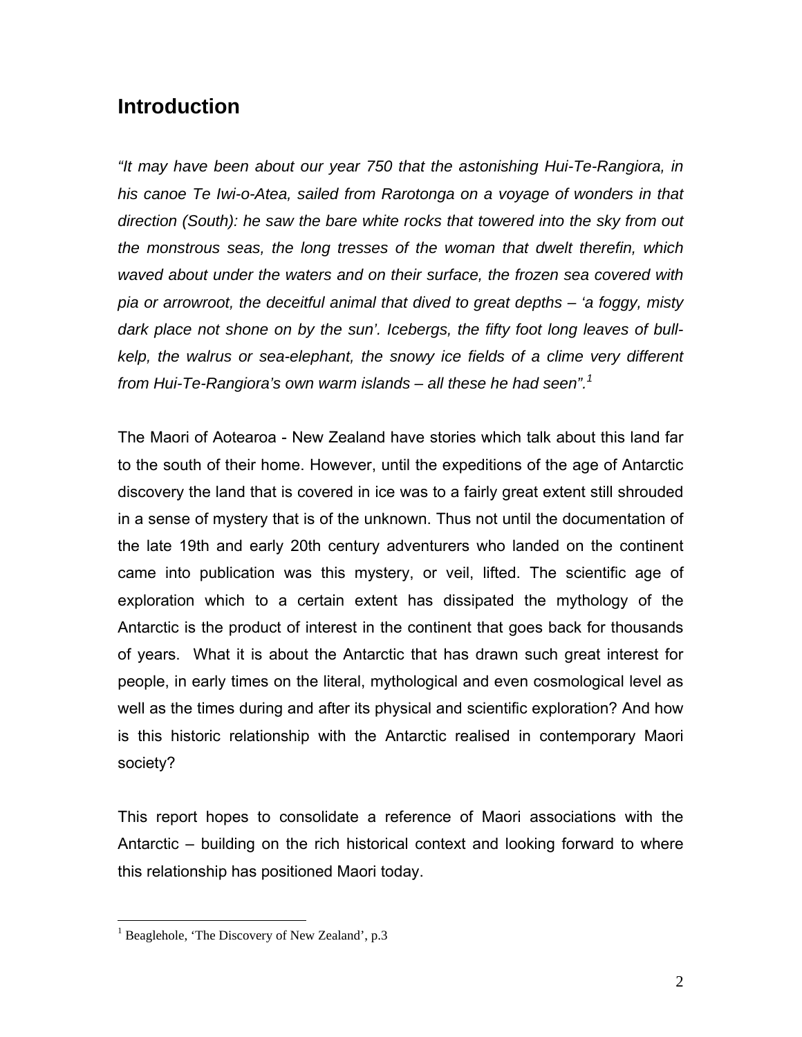## Introduction

*"It may have been about our year 750 that the astonishing Hui-Te-Rangiora, in his canoe Te Iwi-o-Atea, sailed from Rarotonga on a voyage of wonders in that direction (South): he saw the bare white rocks that towered into the sky from out the monstrous seas, the long tresses of the woman that dwelt therefin, which waved about under the waters and on their surface, the frozen sea covered with pia or arrowroot, the deceitful animal that dived to great depths – 'a foggy, misty dark place not shone on by the sun'. Icebergs, the fifty foot long leaves of bull-kelp, the walrus or sea-elephant, the snowy ice fields of a clime very different from Hui-Te-Rangiora's own warm islands – all these he had seen".*[1]

The Maori of Aotearoa - New Zealand have stories which talk about this land far to the south of their home. However, until the expeditions of the age of Antarctic discovery the land that is covered in ice was to a fairly great extent still shrouded in a sense of mystery that is of the unknown. Thus not until the documentation of the late 19th and early 20th century adventurers who landed on the continent came into publication was this mystery, or veil, lifted. The scientific age of exploration which to a certain extent has dissipated the mythology of the Antarctic is the product of interest in the continent that goes back for thousands of years. What it is about the Antarctic that has drawn such great interest for people, in early times on the literal, mythological and even cosmological level as well as the times during and after its physical and scientific exploration? And how is this historic relationship with the Antarctic realised in contemporary Maori society?

This report hopes to consolidate a reference of Maori associations with the Antarctic – building on the rich historical context and looking forward to where this relationship has positioned Maori today.

[1] Beaglehole, 'The Discovery of New Zealand', p.3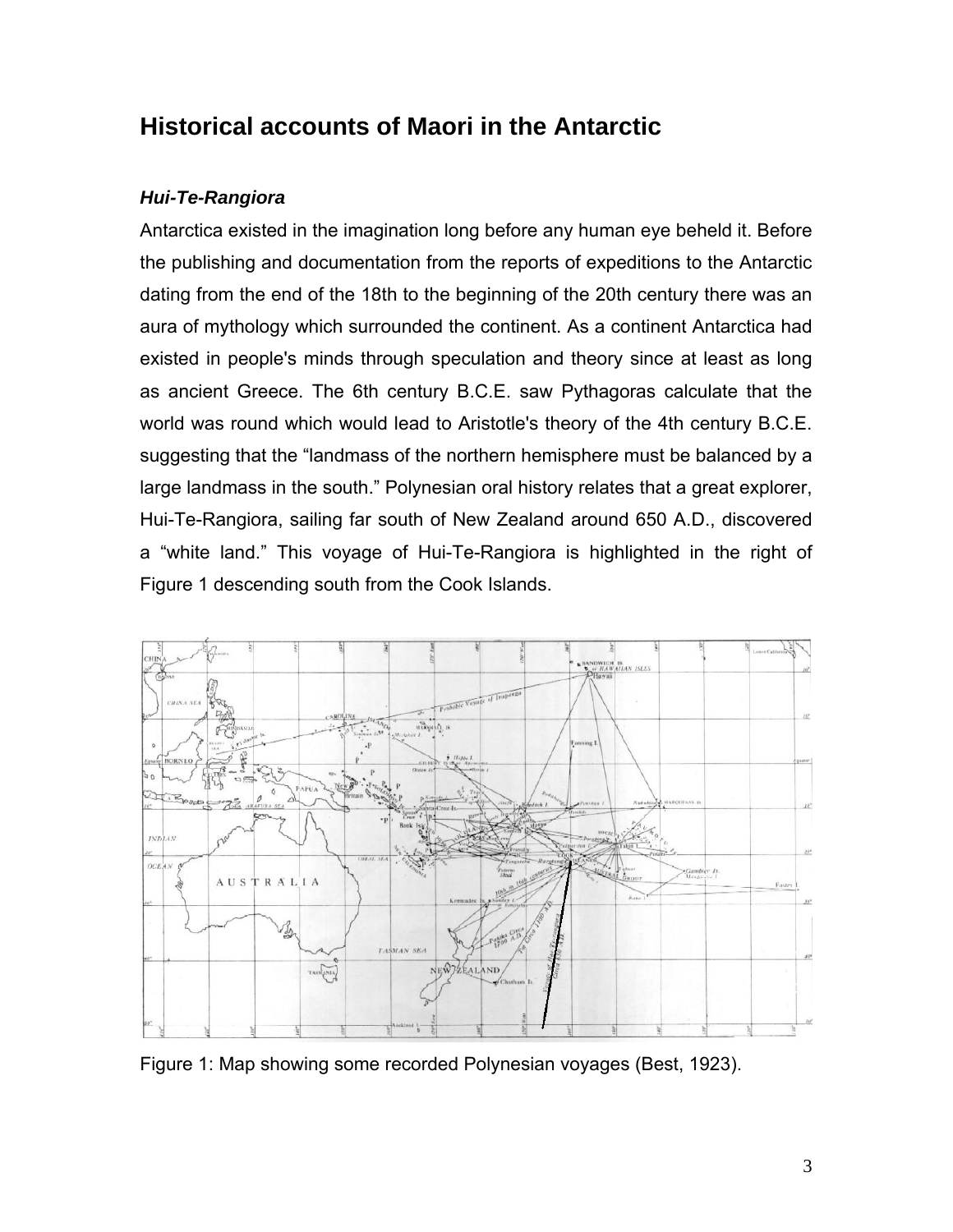# Historical accounts of Maori in the Antarctic

### *Hui-Te-Rangiora*

Antarctica existed in the imagination long before any human eye beheld it. Before the publishing and documentation from the reports of expeditions to the Antarctic dating from the end of the 18th to the beginning of the 20th century there was an aura of mythology which surrounded the continent. As a continent Antarctica had existed in people's minds through speculation and theory since at least as long as ancient Greece. The 6th century B.C.E. saw Pythagoras calculate that the world was round which would lead to Aristotle's theory of the 4th century B.C.E. suggesting that the "landmass of the northern hemisphere must be balanced by a large landmass in the south." Polynesian oral history relates that a great explorer, Hui-Te-Rangiora, sailing far south of New Zealand around 650 A.D., discovered a "white land." This voyage of Hui-Te-Rangiora is highlighted in the right of Figure 1 descending south from the Cook Islands.

Figure 1: Map showing some recorded Polynesian voyages (Best, 1923).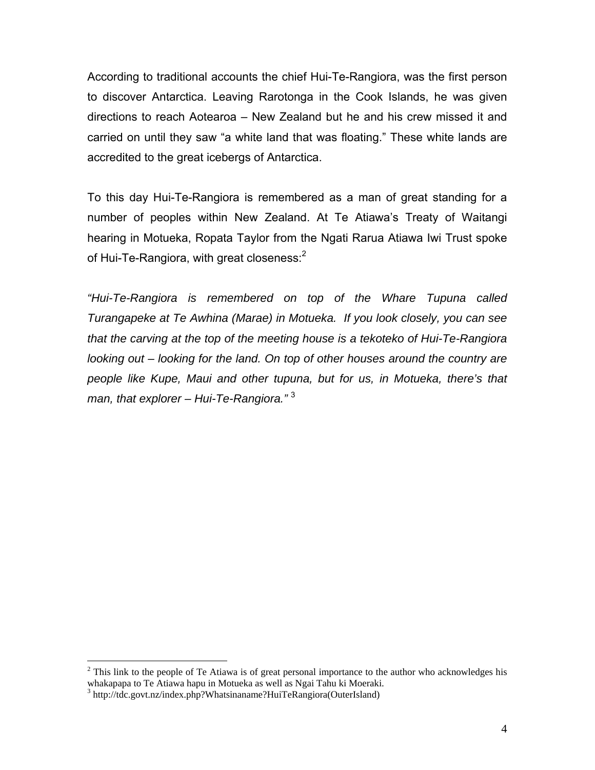According to traditional accounts the chief Hui-Te-Rangiora, was the first person to discover Antarctica. Leaving Rarotonga in the Cook Islands, he was given directions to reach Aotearoa – New Zealand but he and his crew missed it and carried on until they saw "a white land that was floating." These white lands are accredited to the great icebergs of Antarctica.

To this day Hui-Te-Rangiora is remembered as a man of great standing for a number of peoples within New Zealand. At Te Atiawa's Treaty of Waitangi hearing in Motueka, Ropata Taylor from the Ngati Rarua Atiawa Iwi Trust spoke of Hui-Te-Rangiora, with great closeness:[2]

*"Hui-Te-Rangiora is remembered on top of the Whare Tupuna called Turangapeke at Te Awhina (Marae) in Motueka. If you look closely, you can see that the carving at the top of the meeting house is a tekoteko of Hui-Te-Rangiora looking out – looking for the land. On top of other houses around the country are people like Kupe, Maui and other tupuna, but for us, in Motueka, there's that man, that explorer – Hui-Te-Rangiora."* [3]

---

[2] This link to the people of Te Atiawa is of great personal importance to the author who acknowledges his whakapapa to Te Atiawa hapu in Motueka as well as Ngai Tahu ki Moeraki.

[3] http://tdc.govt.nz/index.php?Whatsinaname?HuiTeRangiora(OuterIsland)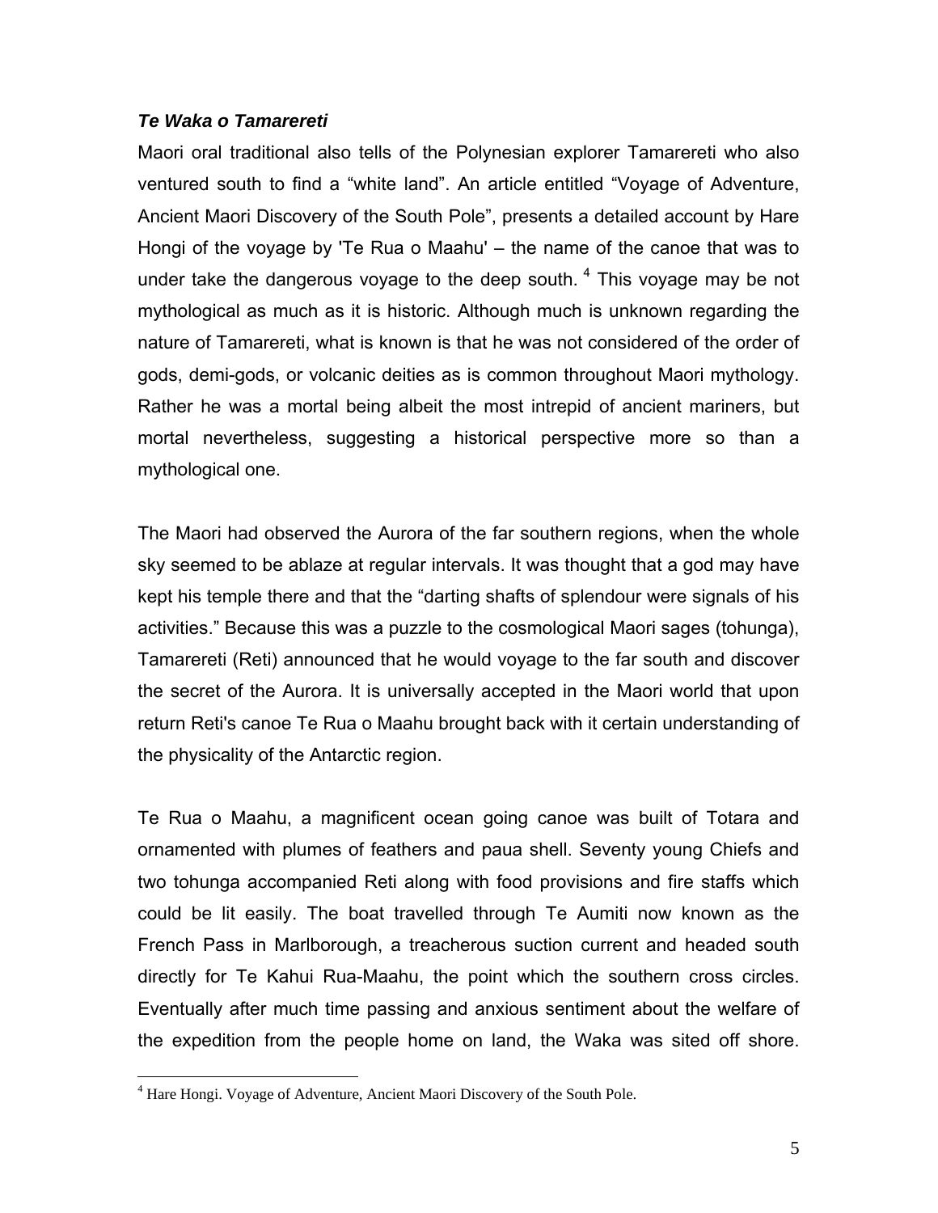### *Te Waka o Tamarereti*

Maori oral traditional also tells of the Polynesian explorer Tamarereti who also ventured south to find a "white land". An article entitled "Voyage of Adventure, Ancient Maori Discovery of the South Pole", presents a detailed account by Hare Hongi of the voyage by 'Te Rua o Maahu' – the name of the canoe that was to under take the dangerous voyage to the deep south.[4] This voyage may be not mythological as much as it is historic. Although much is unknown regarding the nature of Tamarereti, what is known is that he was not considered of the order of gods, demi-gods, or volcanic deities as is common throughout Maori mythology. Rather he was a mortal being albeit the most intrepid of ancient mariners, but mortal nevertheless, suggesting a historical perspective more so than a mythological one.

The Maori had observed the Aurora of the far southern regions, when the whole sky seemed to be ablaze at regular intervals. It was thought that a god may have kept his temple there and that the "darting shafts of splendour were signals of his activities." Because this was a puzzle to the cosmological Maori sages (tohunga), Tamarereti (Reti) announced that he would voyage to the far south and discover the secret of the Aurora. It is universally accepted in the Maori world that upon return Reti's canoe Te Rua o Maahu brought back with it certain understanding of the physicality of the Antarctic region.

Te Rua o Maahu, a magnificent ocean going canoe was built of Totara and ornamented with plumes of feathers and paua shell. Seventy young Chiefs and two tohunga accompanied Reti along with food provisions and fire staffs which could be lit easily. The boat travelled through Te Aumiti now known as the French Pass in Marlborough, a treacherous suction current and headed south directly for Te Kahui Rua-Maahu, the point which the southern cross circles. Eventually after much time passing and anxious sentiment about the welfare of the expedition from the people home on land, the Waka was sited off shore.

---

[4] Hare Hongi. Voyage of Adventure, Ancient Maori Discovery of the South Pole.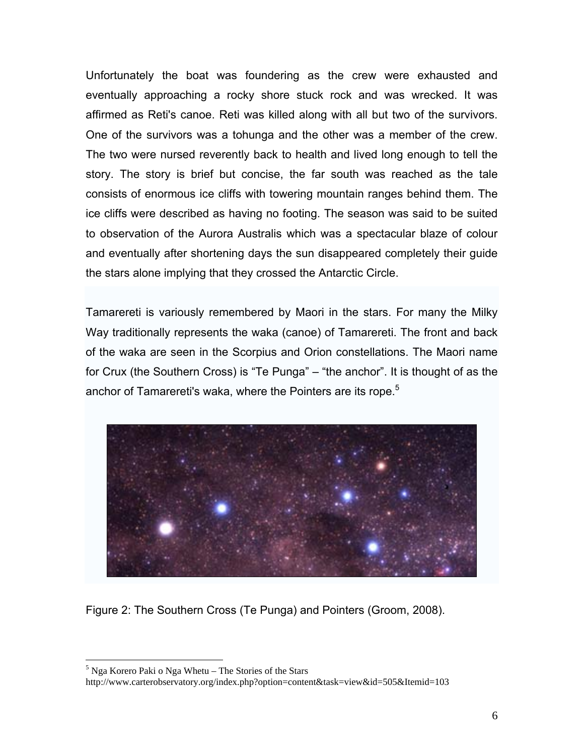Unfortunately the boat was foundering as the crew were exhausted and eventually approaching a rocky shore stuck rock and was wrecked. It was affirmed as Reti's canoe. Reti was killed along with all but two of the survivors. One of the survivors was a tohunga and the other was a member of the crew. The two were nursed reverently back to health and lived long enough to tell the story. The story is brief but concise, the far south was reached as the tale consists of enormous ice cliffs with towering mountain ranges behind them. The ice cliffs were described as having no footing. The season was said to be suited to observation of the Aurora Australis which was a spectacular blaze of colour and eventually after shortening days the sun disappeared completely their guide the stars alone implying that they crossed the Antarctic Circle.

Tamarereti is variously remembered by Maori in the stars. For many the Milky Way traditionally represents the waka (canoe) of Tamarereti. The front and back of the waka are seen in the Scorpius and Orion constellations. The Maori name for Crux (the Southern Cross) is "Te Punga" – "the anchor". It is thought of as the anchor of Tamarereti's waka, where the Pointers are its rope.[5]

Figure 2: The Southern Cross (Te Punga) and Pointers (Groom, 2008).

[5] Nga Korero Paki o Nga Whetu – The Stories of the Stars
http://www.carterobservatory.org/index.php?option=content&task=view&id=505&Itemid=103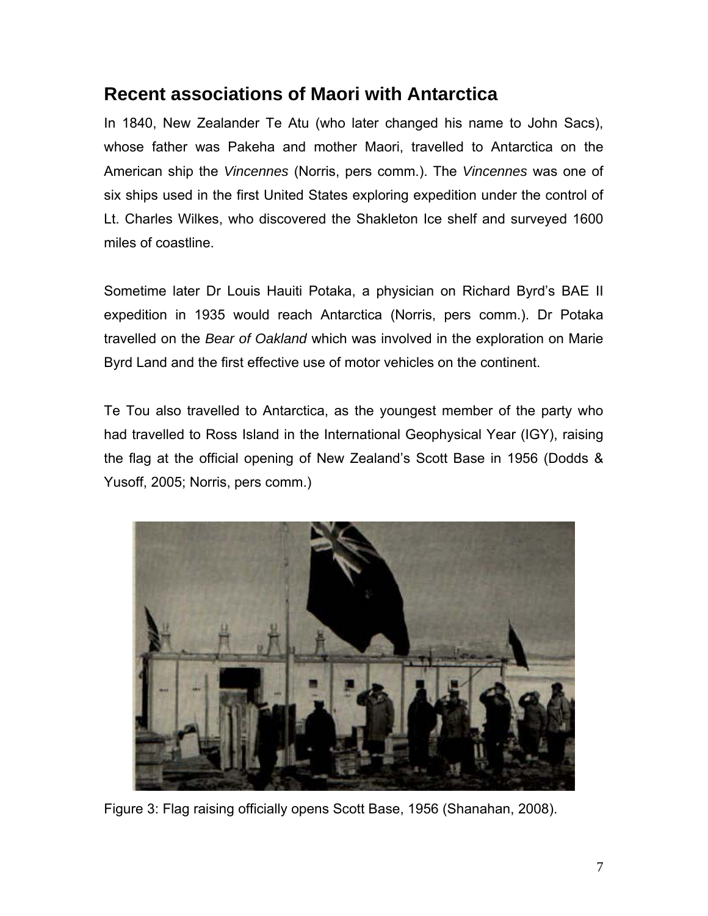## Recent associations of Maori with Antarctica

In 1840, New Zealander Te Atu (who later changed his name to John Sacs), whose father was Pakeha and mother Maori, travelled to Antarctica on the American ship the *Vincennes* (Norris, pers comm.). The *Vincennes* was one of six ships used in the first United States exploring expedition under the control of Lt. Charles Wilkes, who discovered the Shakleton Ice shelf and surveyed 1600 miles of coastline.

Sometime later Dr Louis Hauiti Potaka, a physician on Richard Byrd's BAE II expedition in 1935 would reach Antarctica (Norris, pers comm.). Dr Potaka travelled on the *Bear of Oakland* which was involved in the exploration on Marie Byrd Land and the first effective use of motor vehicles on the continent.

Te Tou also travelled to Antarctica, as the youngest member of the party who had travelled to Ross Island in the International Geophysical Year (IGY), raising the flag at the official opening of New Zealand's Scott Base in 1956 (Dodds & Yusoff, 2005; Norris, pers comm.)

Figure 3: Flag raising officially opens Scott Base, 1956 (Shanahan, 2008).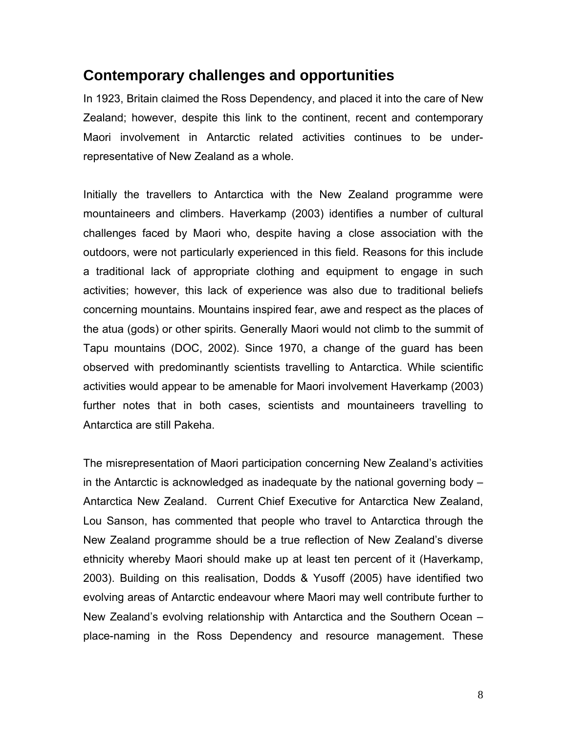## Contemporary challenges and opportunities

In 1923, Britain claimed the Ross Dependency, and placed it into the care of New Zealand; however, despite this link to the continent, recent and contemporary Maori involvement in Antarctic related activities continues to be under-representative of New Zealand as a whole.

Initially the travellers to Antarctica with the New Zealand programme were mountaineers and climbers. Haverkamp (2003) identifies a number of cultural challenges faced by Maori who, despite having a close association with the outdoors, were not particularly experienced in this field. Reasons for this include a traditional lack of appropriate clothing and equipment to engage in such activities; however, this lack of experience was also due to traditional beliefs concerning mountains. Mountains inspired fear, awe and respect as the places of the atua (gods) or other spirits. Generally Maori would not climb to the summit of Tapu mountains (DOC, 2002). Since 1970, a change of the guard has been observed with predominantly scientists travelling to Antarctica. While scientific activities would appear to be amenable for Maori involvement Haverkamp (2003) further notes that in both cases, scientists and mountaineers travelling to Antarctica are still Pakeha.

The misrepresentation of Maori participation concerning New Zealand's activities in the Antarctic is acknowledged as inadequate by the national governing body – Antarctica New Zealand. Current Chief Executive for Antarctica New Zealand, Lou Sanson, has commented that people who travel to Antarctica through the New Zealand programme should be a true reflection of New Zealand's diverse ethnicity whereby Maori should make up at least ten percent of it (Haverkamp, 2003). Building on this realisation, Dodds & Yusoff (2005) have identified two evolving areas of Antarctic endeavour where Maori may well contribute further to New Zealand's evolving relationship with Antarctica and the Southern Ocean – place-naming in the Ross Dependency and resource management. These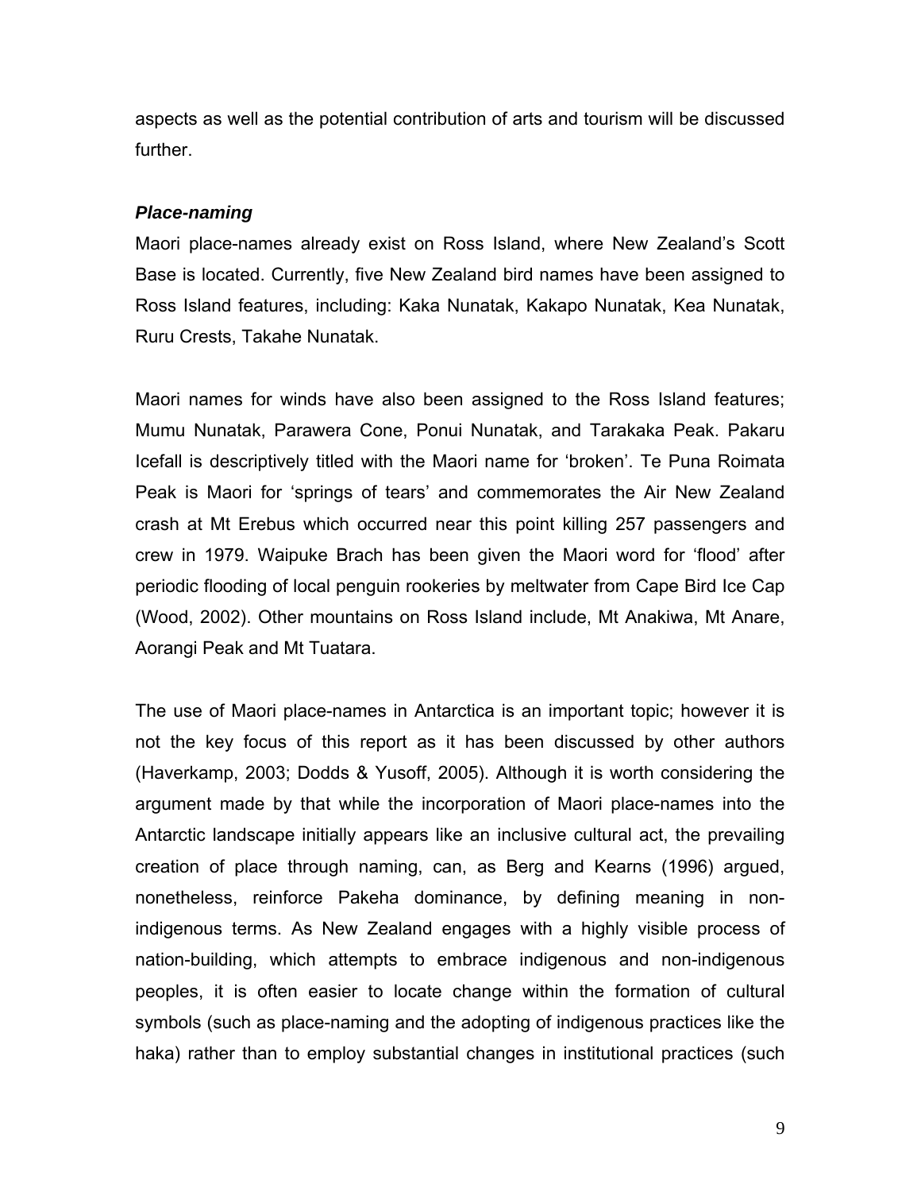aspects as well as the potential contribution of arts and tourism will be discussed further.

***Place-naming***

Maori place-names already exist on Ross Island, where New Zealand's Scott Base is located. Currently, five New Zealand bird names have been assigned to Ross Island features, including: Kaka Nunatak, Kakapo Nunatak, Kea Nunatak, Ruru Crests, Takahe Nunatak.

Maori names for winds have also been assigned to the Ross Island features; Mumu Nunatak, Parawera Cone, Ponui Nunatak, and Tarakaka Peak. Pakaru Icefall is descriptively titled with the Maori name for 'broken'. Te Puna Roimata Peak is Maori for 'springs of tears' and commemorates the Air New Zealand crash at Mt Erebus which occurred near this point killing 257 passengers and crew in 1979. Waipuke Brach has been given the Maori word for 'flood' after periodic flooding of local penguin rookeries by meltwater from Cape Bird Ice Cap (Wood, 2002). Other mountains on Ross Island include, Mt Anakiwa, Mt Anare, Aorangi Peak and Mt Tuatara.

The use of Maori place-names in Antarctica is an important topic; however it is not the key focus of this report as it has been discussed by other authors (Haverkamp, 2003; Dodds & Yusoff, 2005). Although it is worth considering the argument made by that while the incorporation of Maori place-names into the Antarctic landscape initially appears like an inclusive cultural act, the prevailing creation of place through naming, can, as Berg and Kearns (1996) argued, nonetheless, reinforce Pakeha dominance, by defining meaning in non-indigenous terms. As New Zealand engages with a highly visible process of nation-building, which attempts to embrace indigenous and non-indigenous peoples, it is often easier to locate change within the formation of cultural symbols (such as place-naming and the adopting of indigenous practices like the haka) rather than to employ substantial changes in institutional practices (such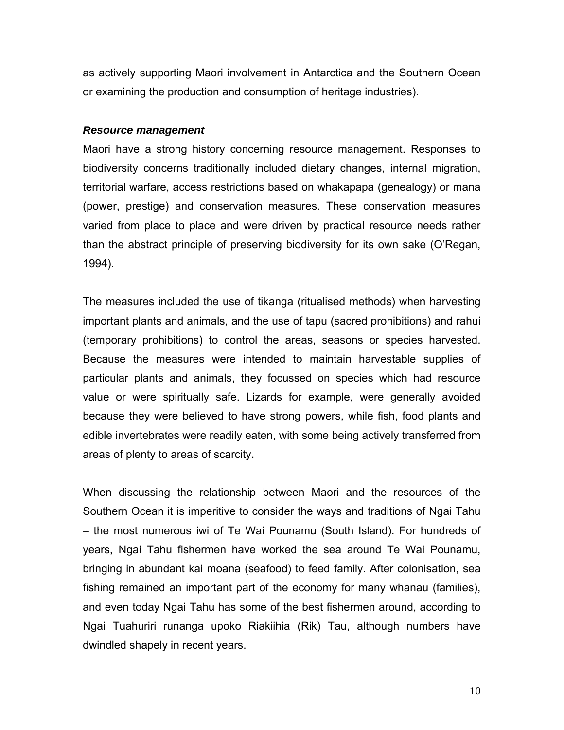as actively supporting Maori involvement in Antarctica and the Southern Ocean or examining the production and consumption of heritage industries).

***Resource management***

Maori have a strong history concerning resource management. Responses to biodiversity concerns traditionally included dietary changes, internal migration, territorial warfare, access restrictions based on whakapapa (genealogy) or mana (power, prestige) and conservation measures. These conservation measures varied from place to place and were driven by practical resource needs rather than the abstract principle of preserving biodiversity for its own sake (O'Regan, 1994).

The measures included the use of tikanga (ritualised methods) when harvesting important plants and animals, and the use of tapu (sacred prohibitions) and rahui (temporary prohibitions) to control the areas, seasons or species harvested. Because the measures were intended to maintain harvestable supplies of particular plants and animals, they focussed on species which had resource value or were spiritually safe. Lizards for example, were generally avoided because they were believed to have strong powers, while fish, food plants and edible invertebrates were readily eaten, with some being actively transferred from areas of plenty to areas of scarcity.

When discussing the relationship between Maori and the resources of the Southern Ocean it is imperitive to consider the ways and traditions of Ngai Tahu – the most numerous iwi of Te Wai Pounamu (South Island). For hundreds of years, Ngai Tahu fishermen have worked the sea around Te Wai Pounamu, bringing in abundant kai moana (seafood) to feed family. After colonisation, sea fishing remained an important part of the economy for many whanau (families), and even today Ngai Tahu has some of the best fishermen around, according to Ngai Tuahuriri runanga upoko Riakiihia (Rik) Tau, although numbers have dwindled shapely in recent years.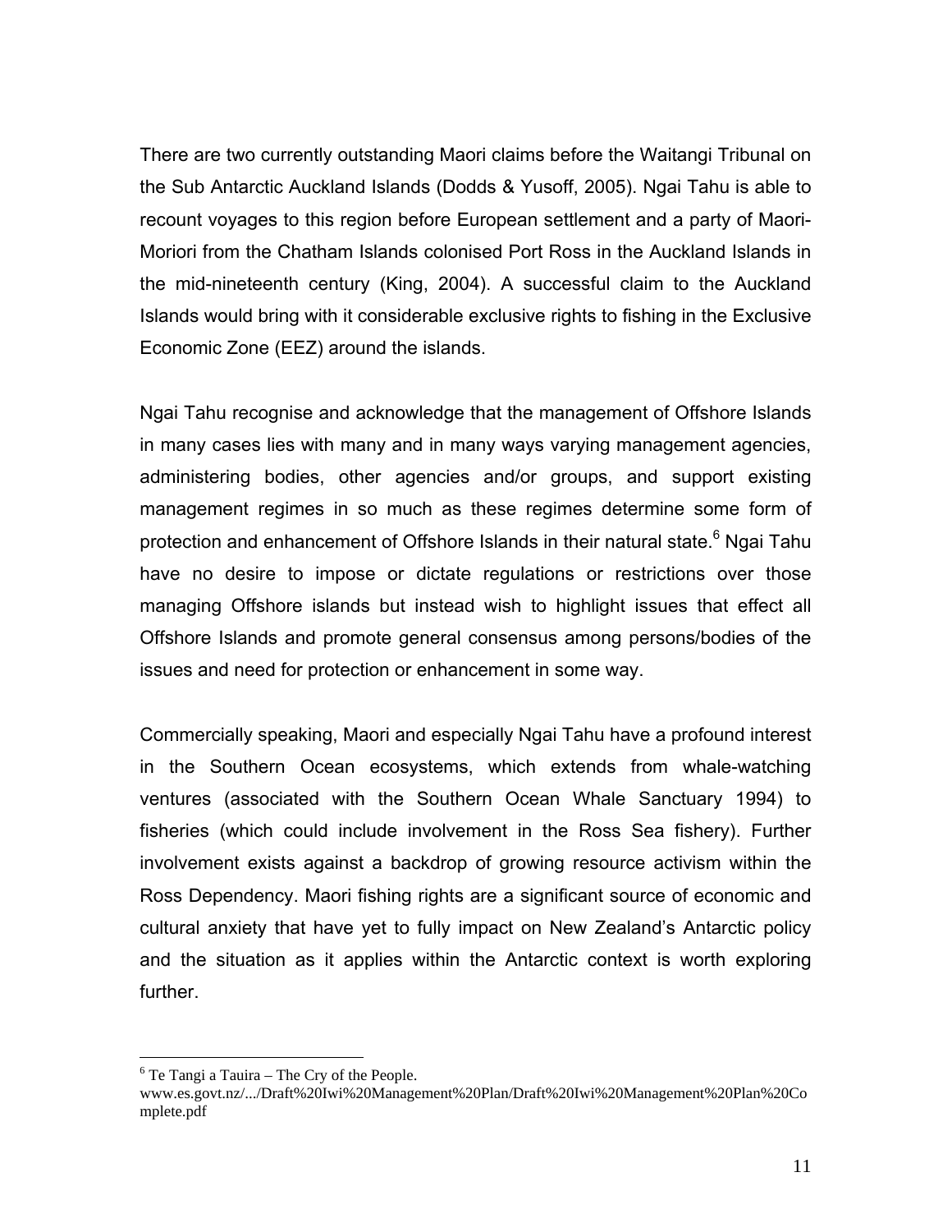There are two currently outstanding Maori claims before the Waitangi Tribunal on the Sub Antarctic Auckland Islands (Dodds & Yusoff, 2005). Ngai Tahu is able to recount voyages to this region before European settlement and a party of Maori-Moriori from the Chatham Islands colonised Port Ross in the Auckland Islands in the mid-nineteenth century (King, 2004). A successful claim to the Auckland Islands would bring with it considerable exclusive rights to fishing in the Exclusive Economic Zone (EEZ) around the islands.

Ngai Tahu recognise and acknowledge that the management of Offshore Islands in many cases lies with many and in many ways varying management agencies, administering bodies, other agencies and/or groups, and support existing management regimes in so much as these regimes determine some form of protection and enhancement of Offshore Islands in their natural state.[6] Ngai Tahu have no desire to impose or dictate regulations or restrictions over those managing Offshore islands but instead wish to highlight issues that effect all Offshore Islands and promote general consensus among persons/bodies of the issues and need for protection or enhancement in some way.

Commercially speaking, Maori and especially Ngai Tahu have a profound interest in the Southern Ocean ecosystems, which extends from whale-watching ventures (associated with the Southern Ocean Whale Sanctuary 1994) to fisheries (which could include involvement in the Ross Sea fishery). Further involvement exists against a backdrop of growing resource activism within the Ross Dependency. Maori fishing rights are a significant source of economic and cultural anxiety that have yet to fully impact on New Zealand's Antarctic policy and the situation as it applies within the Antarctic context is worth exploring further.

---

[6] Te Tangi a Tauira – The Cry of the People. www.es.govt.nz/.../Draft%20Iwi%20Management%20Plan/Draft%20Iwi%20Management%20Plan%20Complete.pdf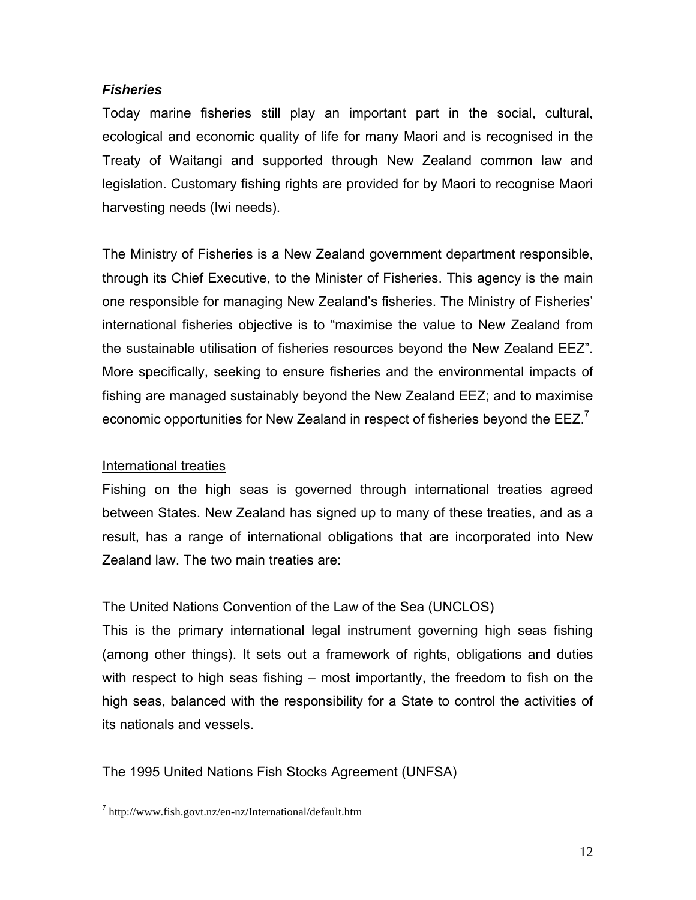### *Fisheries*

Today marine fisheries still play an important part in the social, cultural, ecological and economic quality of life for many Maori and is recognised in the Treaty of Waitangi and supported through New Zealand common law and legislation. Customary fishing rights are provided for by Maori to recognise Maori harvesting needs (Iwi needs).

The Ministry of Fisheries is a New Zealand government department responsible, through its Chief Executive, to the Minister of Fisheries. This agency is the main one responsible for managing New Zealand's fisheries. The Ministry of Fisheries' international fisheries objective is to "maximise the value to New Zealand from the sustainable utilisation of fisheries resources beyond the New Zealand EEZ". More specifically, seeking to ensure fisheries and the environmental impacts of fishing are managed sustainably beyond the New Zealand EEZ; and to maximise economic opportunities for New Zealand in respect of fisheries beyond the EEZ.[7]

<u>International treaties</u>

Fishing on the high seas is governed through international treaties agreed between States. New Zealand has signed up to many of these treaties, and as a result, has a range of international obligations that are incorporated into New Zealand law. The two main treaties are:

The United Nations Convention of the Law of the Sea (UNCLOS)

This is the primary international legal instrument governing high seas fishing (among other things). It sets out a framework of rights, obligations and duties with respect to high seas fishing – most importantly, the freedom to fish on the high seas, balanced with the responsibility for a State to control the activities of its nationals and vessels.

The 1995 United Nations Fish Stocks Agreement (UNFSA)

---

[7] http://www.fish.govt.nz/en-nz/International/default.htm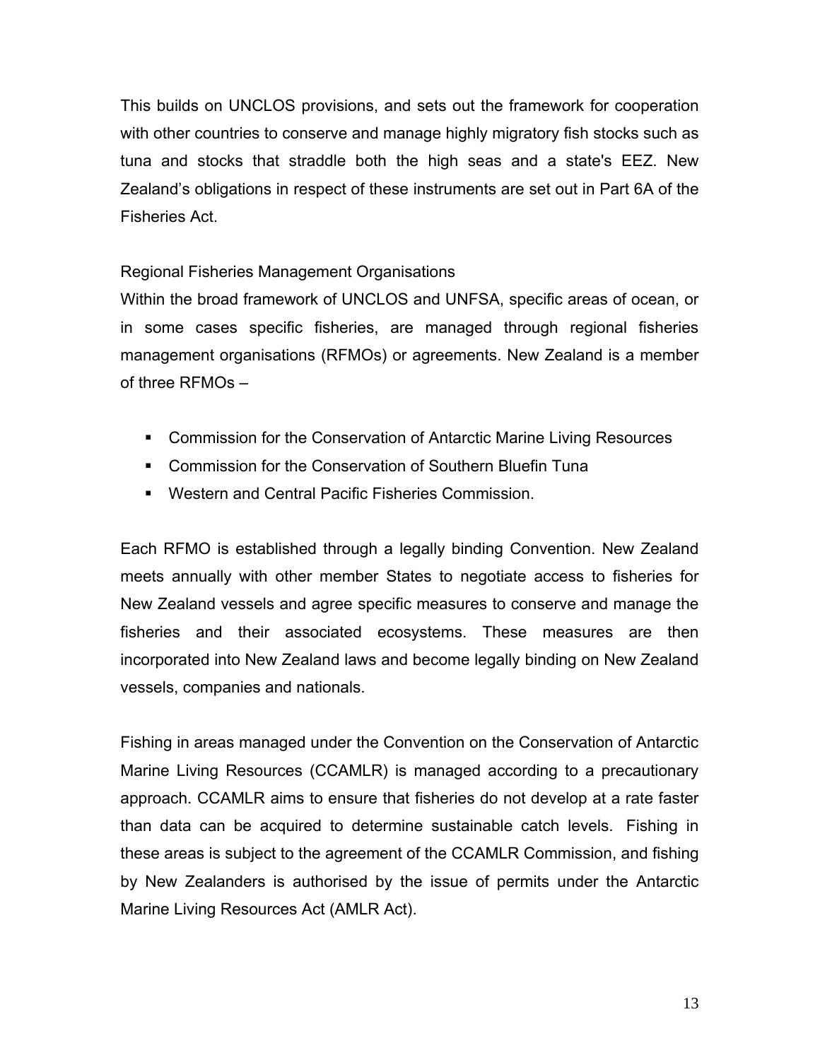This builds on UNCLOS provisions, and sets out the framework for cooperation with other countries to conserve and manage highly migratory fish stocks such as tuna and stocks that straddle both the high seas and a state's EEZ. New Zealand's obligations in respect of these instruments are set out in Part 6A of the Fisheries Act.

Regional Fisheries Management Organisations

Within the broad framework of UNCLOS and UNFSA, specific areas of ocean, or in some cases specific fisheries, are managed through regional fisheries management organisations (RFMOs) or agreements. New Zealand is a member of three RFMOs –

- Commission for the Conservation of Antarctic Marine Living Resources
- Commission for the Conservation of Southern Bluefin Tuna
- Western and Central Pacific Fisheries Commission.

Each RFMO is established through a legally binding Convention. New Zealand meets annually with other member States to negotiate access to fisheries for New Zealand vessels and agree specific measures to conserve and manage the fisheries and their associated ecosystems. These measures are then incorporated into New Zealand laws and become legally binding on New Zealand vessels, companies and nationals.

Fishing in areas managed under the Convention on the Conservation of Antarctic Marine Living Resources (CCAMLR) is managed according to a precautionary approach. CCAMLR aims to ensure that fisheries do not develop at a rate faster than data can be acquired to determine sustainable catch levels. Fishing in these areas is subject to the agreement of the CCAMLR Commission, and fishing by New Zealanders is authorised by the issue of permits under the Antarctic Marine Living Resources Act (AMLR Act).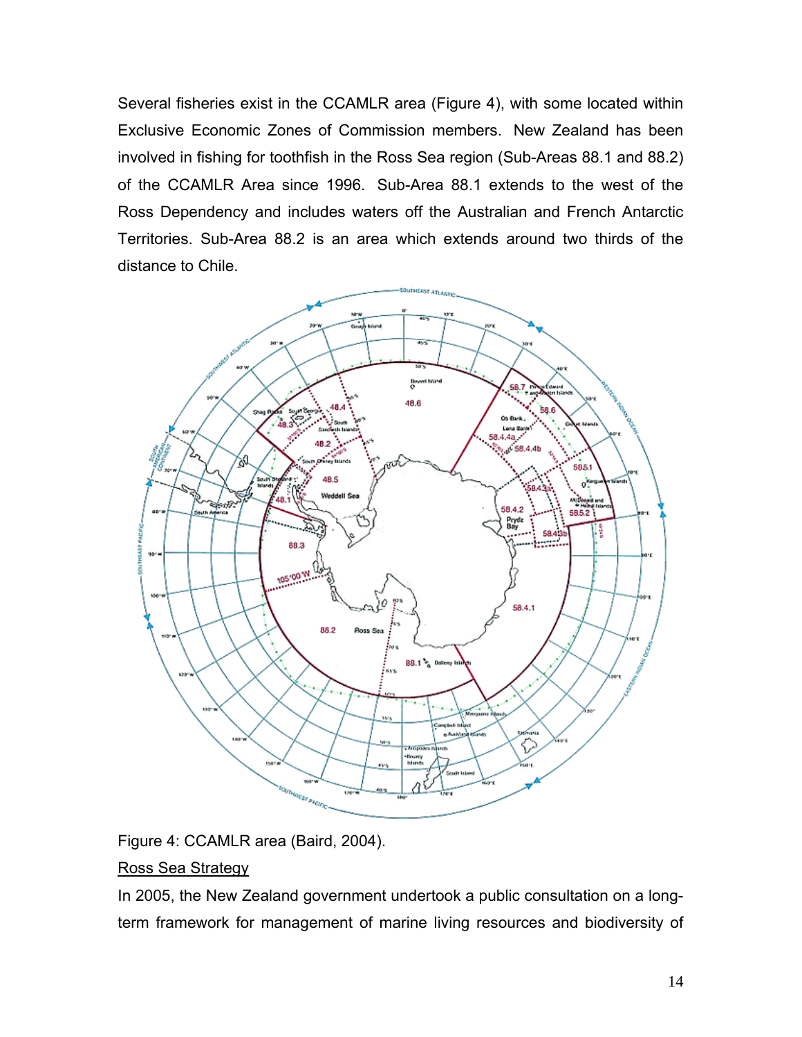Several fisheries exist in the CCAMLR area (Figure 4), with some located within Exclusive Economic Zones of Commission members. New Zealand has been involved in fishing for toothfish in the Ross Sea region (Sub-Areas 88.1 and 88.2) of the CCAMLR Area since 1996. Sub-Area 88.1 extends to the west of the Ross Dependency and includes waters off the Australian and French Antarctic Territories. Sub-Area 88.2 is an area which extends around two thirds of the distance to Chile.

Figure 4: CCAMLR area (Baird, 2004).

<u>Ross Sea Strategy</u>

In 2005, the New Zealand government undertook a public consultation on a long-term framework for management of marine living resources and biodiversity of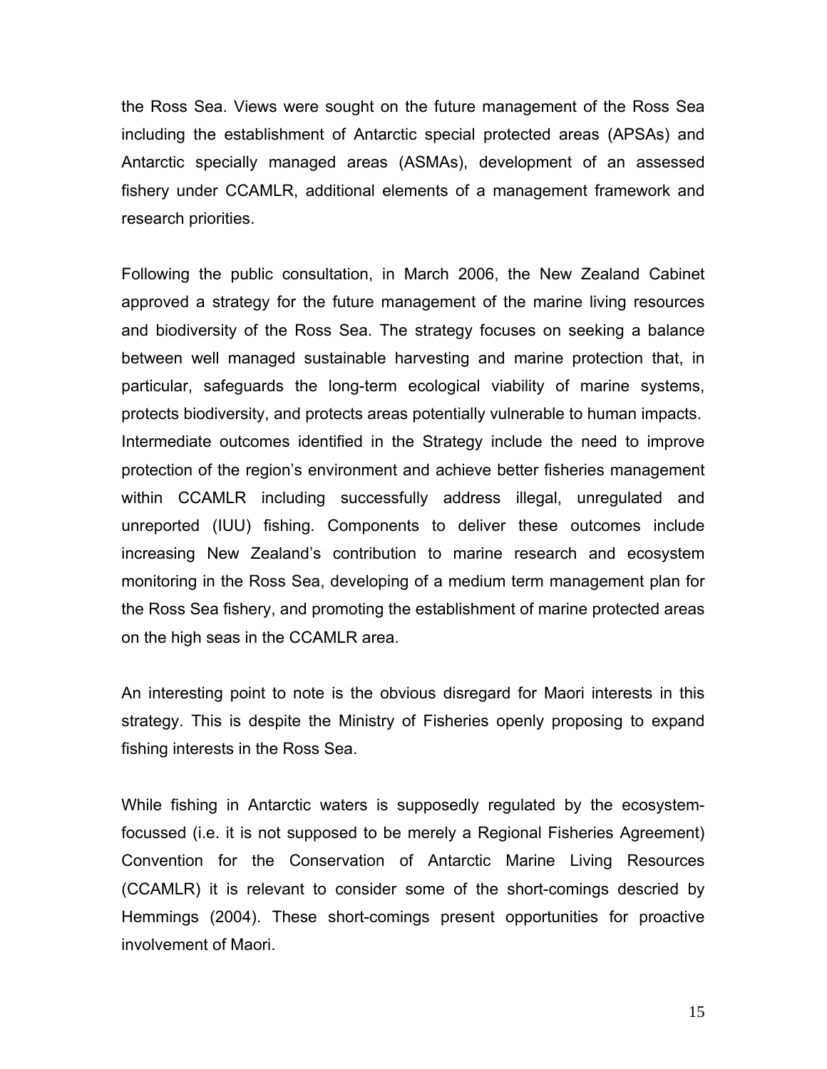the Ross Sea. Views were sought on the future management of the Ross Sea including the establishment of Antarctic special protected areas (APSAs) and Antarctic specially managed areas (ASMAs), development of an assessed fishery under CCAMLR, additional elements of a management framework and research priorities.

Following the public consultation, in March 2006, the New Zealand Cabinet approved a strategy for the future management of the marine living resources and biodiversity of the Ross Sea. The strategy focuses on seeking a balance between well managed sustainable harvesting and marine protection that, in particular, safeguards the long-term ecological viability of marine systems, protects biodiversity, and protects areas potentially vulnerable to human impacts. Intermediate outcomes identified in the Strategy include the need to improve protection of the region's environment and achieve better fisheries management within CCAMLR including successfully address illegal, unregulated and unreported (IUU) fishing. Components to deliver these outcomes include increasing New Zealand's contribution to marine research and ecosystem monitoring in the Ross Sea, developing of a medium term management plan for the Ross Sea fishery, and promoting the establishment of marine protected areas on the high seas in the CCAMLR area.

An interesting point to note is the obvious disregard for Maori interests in this strategy. This is despite the Ministry of Fisheries openly proposing to expand fishing interests in the Ross Sea.

While fishing in Antarctic waters is supposedly regulated by the ecosystem-focussed (i.e. it is not supposed to be merely a Regional Fisheries Agreement) Convention for the Conservation of Antarctic Marine Living Resources (CCAMLR) it is relevant to consider some of the short-comings descried by Hemmings (2004). These short-comings present opportunities for proactive involvement of Maori.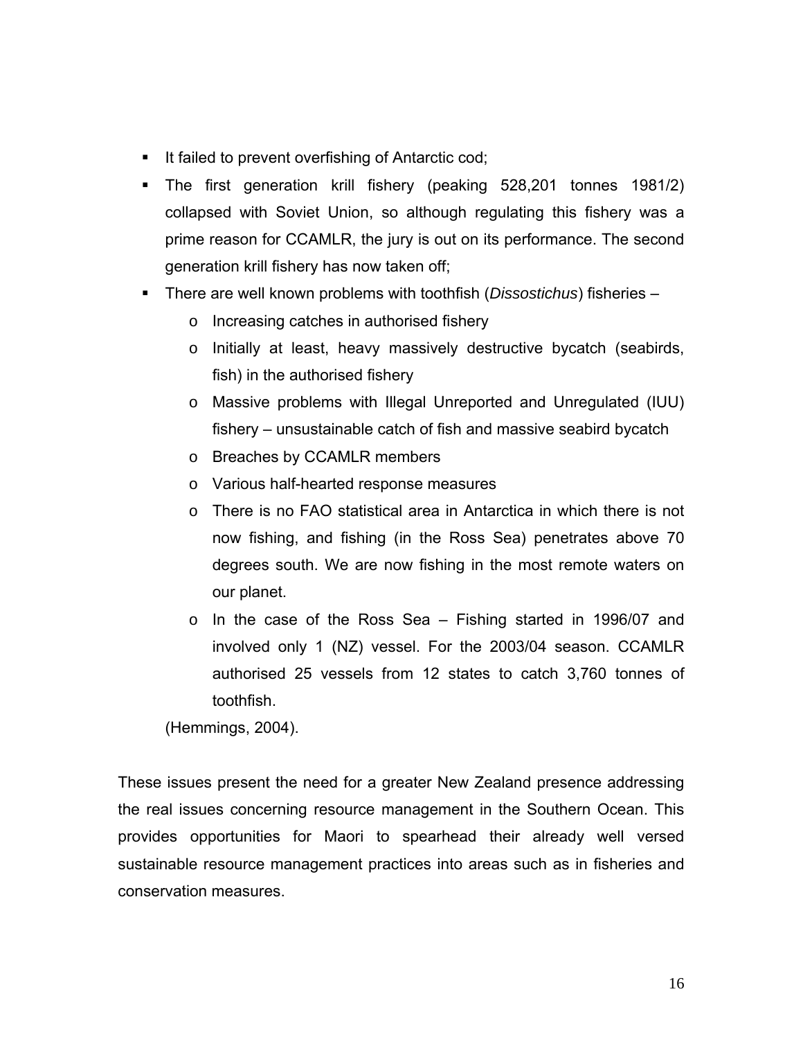- It failed to prevent overfishing of Antarctic cod;
- The first generation krill fishery (peaking 528,201 tonnes 1981/2) collapsed with Soviet Union, so although regulating this fishery was a prime reason for CCAMLR, the jury is out on its performance. The second generation krill fishery has now taken off;
- There are well known problems with toothfish (*Dissostichus*) fisheries –
  - Increasing catches in authorised fishery
  - Initially at least, heavy massively destructive bycatch (seabirds, fish) in the authorised fishery
  - Massive problems with Illegal Unreported and Unregulated (IUU) fishery – unsustainable catch of fish and massive seabird bycatch
  - Breaches by CCAMLR members
  - Various half-hearted response measures
  - There is no FAO statistical area in Antarctica in which there is not now fishing, and fishing (in the Ross Sea) penetrates above 70 degrees south. We are now fishing in the most remote waters on our planet.
  - In the case of the Ross Sea – Fishing started in 1996/07 and involved only 1 (NZ) vessel. For the 2003/04 season. CCAMLR authorised 25 vessels from 12 states to catch 3,760 tonnes of toothfish.

(Hemmings, 2004).

These issues present the need for a greater New Zealand presence addressing the real issues concerning resource management in the Southern Ocean. This provides opportunities for Maori to spearhead their already well versed sustainable resource management practices into areas such as in fisheries and conservation measures.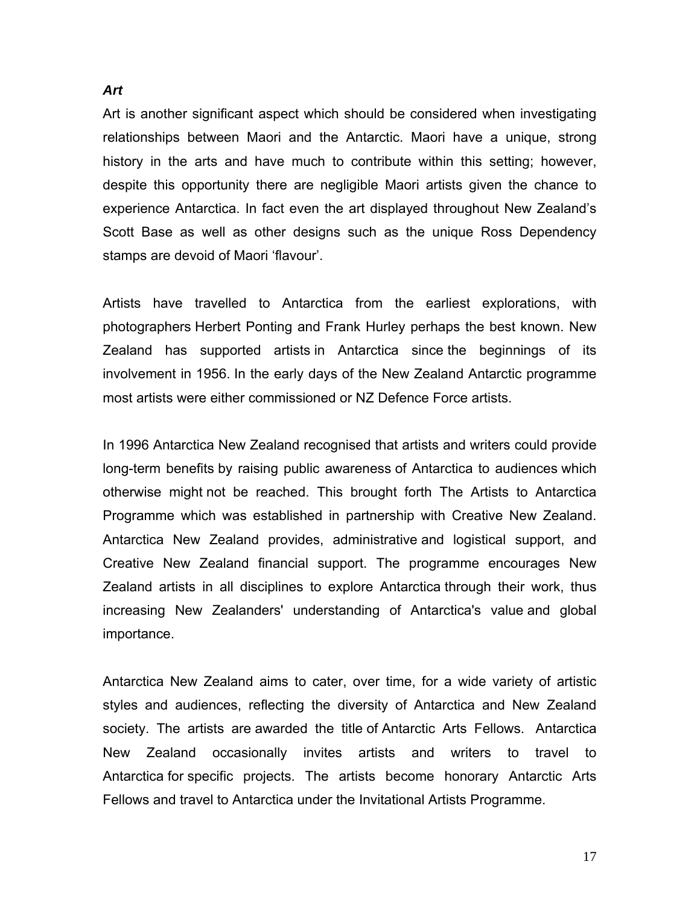***Art***

Art is another significant aspect which should be considered when investigating relationships between Maori and the Antarctic. Maori have a unique, strong history in the arts and have much to contribute within this setting; however, despite this opportunity there are negligible Maori artists given the chance to experience Antarctica. In fact even the art displayed throughout New Zealand's Scott Base as well as other designs such as the unique Ross Dependency stamps are devoid of Maori 'flavour'.

Artists have travelled to Antarctica from the earliest explorations, with photographers Herbert Ponting and Frank Hurley perhaps the best known. New Zealand has supported artists in Antarctica since the beginnings of its involvement in 1956. In the early days of the New Zealand Antarctic programme most artists were either commissioned or NZ Defence Force artists.

In 1996 Antarctica New Zealand recognised that artists and writers could provide long-term benefits by raising public awareness of Antarctica to audiences which otherwise might not be reached. This brought forth The Artists to Antarctica Programme which was established in partnership with Creative New Zealand. Antarctica New Zealand provides, administrative and logistical support, and Creative New Zealand financial support. The programme encourages New Zealand artists in all disciplines to explore Antarctica through their work, thus increasing New Zealanders' understanding of Antarctica's value and global importance.

Antarctica New Zealand aims to cater, over time, for a wide variety of artistic styles and audiences, reflecting the diversity of Antarctica and New Zealand society. The artists are awarded the title of Antarctic Arts Fellows. Antarctica New Zealand occasionally invites artists and writers to travel to Antarctica for specific projects. The artists become honorary Antarctic Arts Fellows and travel to Antarctica under the Invitational Artists Programme.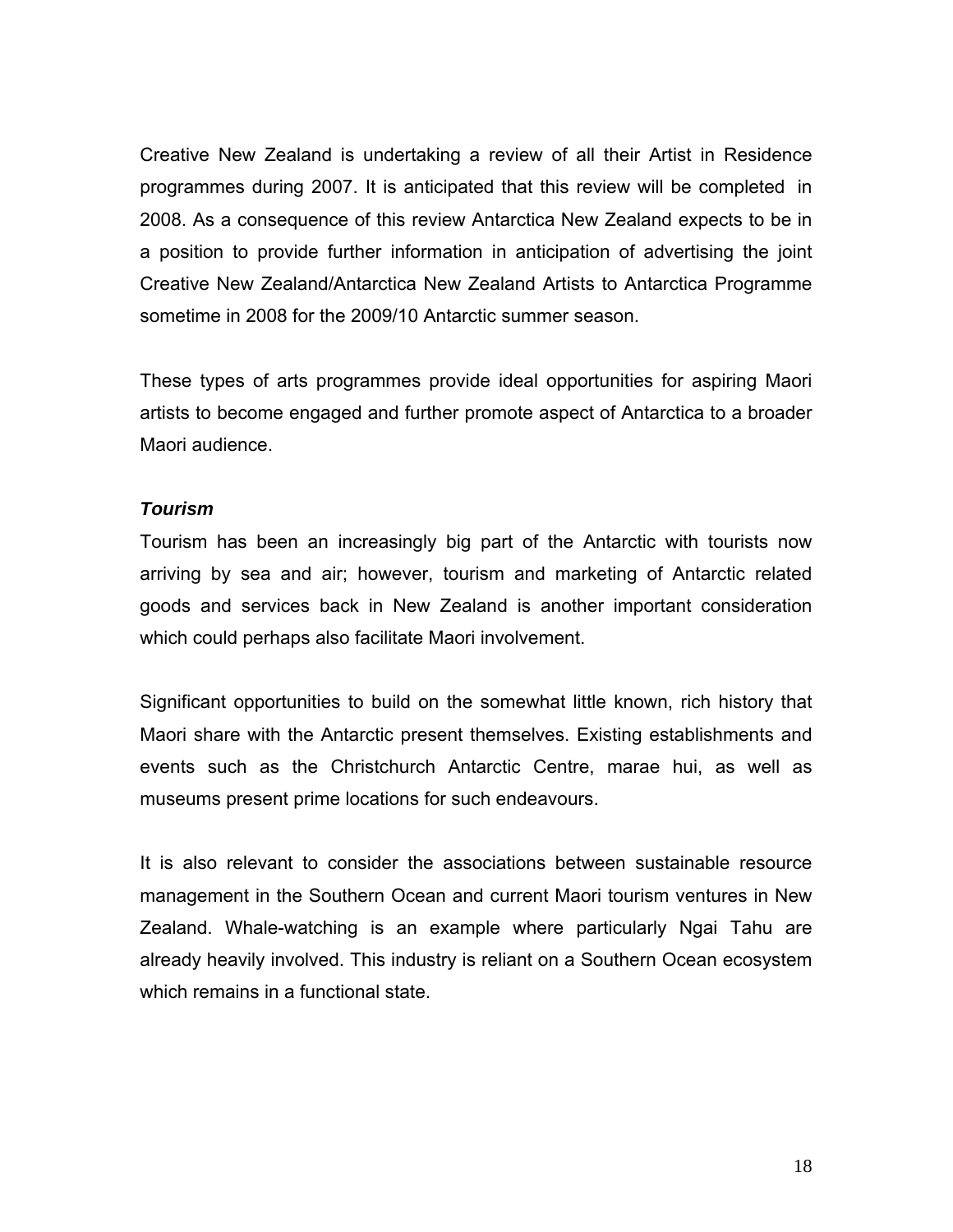Creative New Zealand is undertaking a review of all their Artist in Residence programmes during 2007. It is anticipated that this review will be completed in 2008. As a consequence of this review Antarctica New Zealand expects to be in a position to provide further information in anticipation of advertising the joint Creative New Zealand/Antarctica New Zealand Artists to Antarctica Programme sometime in 2008 for the 2009/10 Antarctic summer season.

These types of arts programmes provide ideal opportunities for aspiring Maori artists to become engaged and further promote aspect of Antarctica to a broader Maori audience.

***Tourism***

Tourism has been an increasingly big part of the Antarctic with tourists now arriving by sea and air; however, tourism and marketing of Antarctic related goods and services back in New Zealand is another important consideration which could perhaps also facilitate Maori involvement.

Significant opportunities to build on the somewhat little known, rich history that Maori share with the Antarctic present themselves. Existing establishments and events such as the Christchurch Antarctic Centre, marae hui, as well as museums present prime locations for such endeavours.

It is also relevant to consider the associations between sustainable resource management in the Southern Ocean and current Maori tourism ventures in New Zealand. Whale-watching is an example where particularly Ngai Tahu are already heavily involved. This industry is reliant on a Southern Ocean ecosystem which remains in a functional state.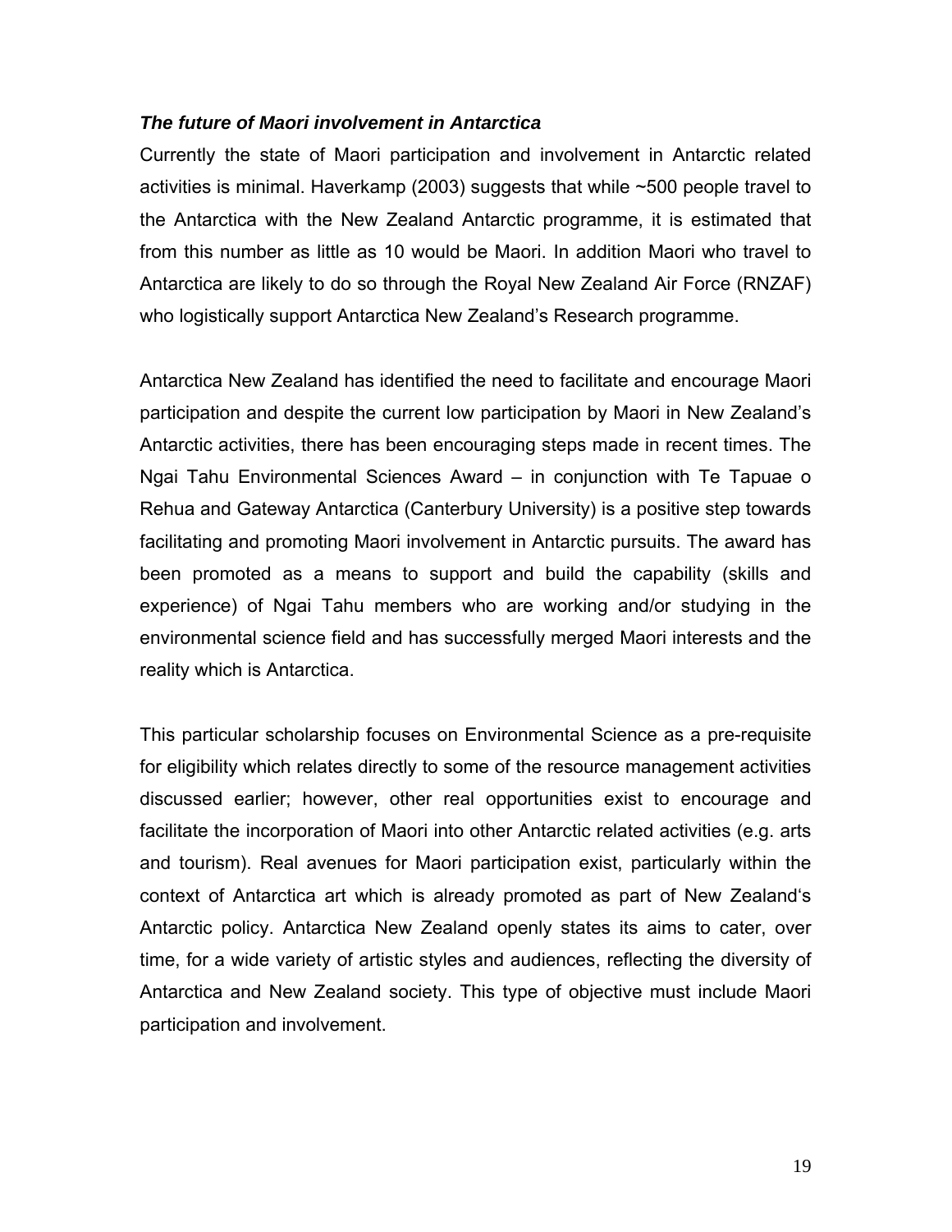### ***The future of Maori involvement in Antarctica***

Currently the state of Maori participation and involvement in Antarctic related activities is minimal. Haverkamp (2003) suggests that while ~500 people travel to the Antarctica with the New Zealand Antarctic programme, it is estimated that from this number as little as 10 would be Maori. In addition Maori who travel to Antarctica are likely to do so through the Royal New Zealand Air Force (RNZAF) who logistically support Antarctica New Zealand's Research programme.

Antarctica New Zealand has identified the need to facilitate and encourage Maori participation and despite the current low participation by Maori in New Zealand's Antarctic activities, there has been encouraging steps made in recent times. The Ngai Tahu Environmental Sciences Award – in conjunction with Te Tapuae o Rehua and Gateway Antarctica (Canterbury University) is a positive step towards facilitating and promoting Maori involvement in Antarctic pursuits. The award has been promoted as a means to support and build the capability (skills and experience) of Ngai Tahu members who are working and/or studying in the environmental science field and has successfully merged Maori interests and the reality which is Antarctica.

This particular scholarship focuses on Environmental Science as a pre-requisite for eligibility which relates directly to some of the resource management activities discussed earlier; however, other real opportunities exist to encourage and facilitate the incorporation of Maori into other Antarctic related activities (e.g. arts and tourism). Real avenues for Maori participation exist, particularly within the context of Antarctica art which is already promoted as part of New Zealand's Antarctic policy. Antarctica New Zealand openly states its aims to cater, over time, for a wide variety of artistic styles and audiences, reflecting the diversity of Antarctica and New Zealand society. This type of objective must include Maori participation and involvement.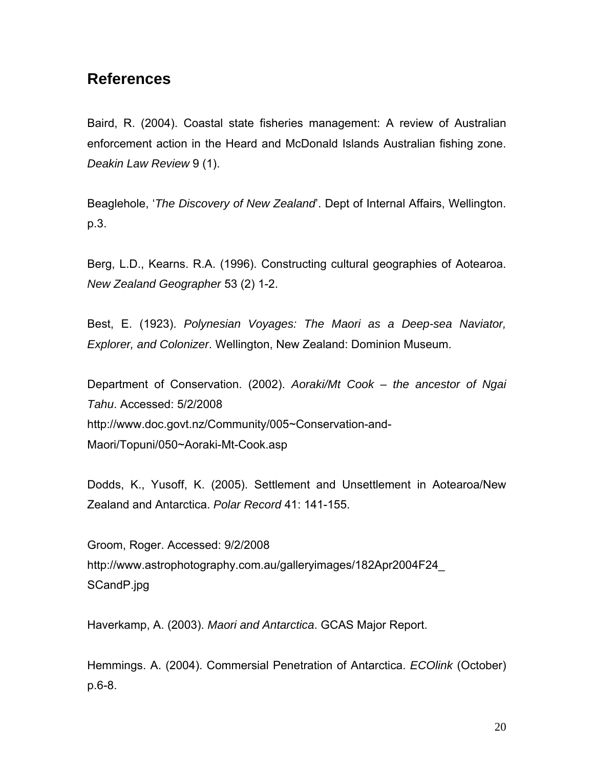## References

Baird, R. (2004). Coastal state fisheries management: A review of Australian enforcement action in the Heard and McDonald Islands Australian fishing zone. *Deakin Law Review* 9 (1).

Beaglehole, '*The Discovery of New Zealand*'. Dept of Internal Affairs, Wellington. p.3.

Berg, L.D., Kearns. R.A. (1996). Constructing cultural geographies of Aotearoa. *New Zealand Geographer* 53 (2) 1-2.

Best, E. (1923). *Polynesian Voyages: The Maori as a Deep-sea Naviator, Explorer, and Colonizer*. Wellington, New Zealand: Dominion Museum.

Department of Conservation. (2002). *Aoraki/Mt Cook – the ancestor of Ngai Tahu*. Accessed: 5/2/2008
http://www.doc.govt.nz/Community/005~Conservation-and-Maori/Topuni/050~Aoraki-Mt-Cook.asp

Dodds, K., Yusoff, K. (2005). Settlement and Unsettlement in Aotearoa/New Zealand and Antarctica. *Polar Record* 41: 141-155.

Groom, Roger. Accessed: 9/2/2008
http://www.astrophotography.com.au/galleryimages/182Apr2004F24_SCandP.jpg

Haverkamp, A. (2003). *Maori and Antarctica*. GCAS Major Report.

Hemmings. A. (2004). Commersial Penetration of Antarctica. *ECOlink* (October) p.6-8.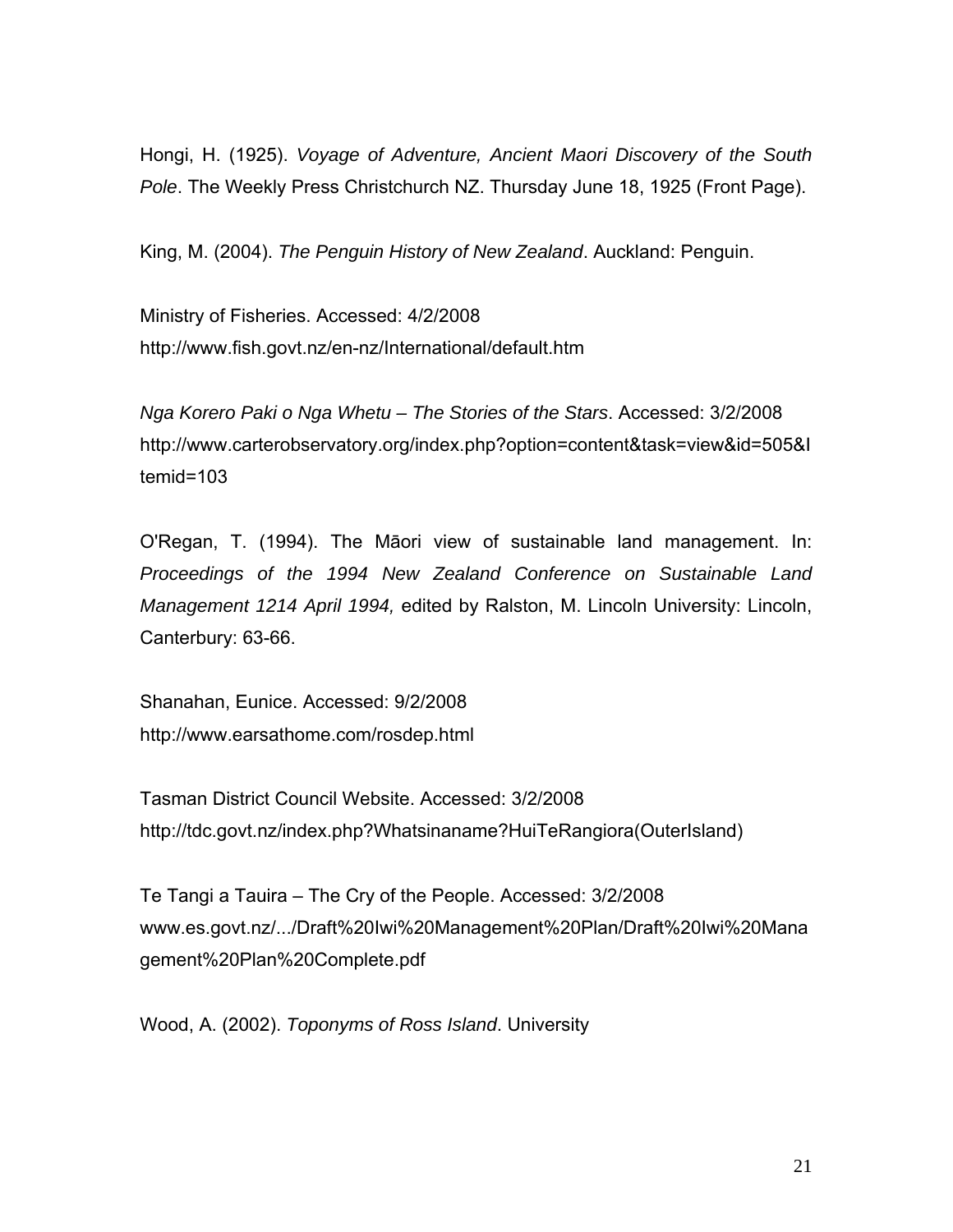Hongi, H. (1925). *Voyage of Adventure, Ancient Maori Discovery of the South Pole*. The Weekly Press Christchurch NZ. Thursday June 18, 1925 (Front Page).

King, M. (2004). *The Penguin History of New Zealand*. Auckland: Penguin.

Ministry of Fisheries. Accessed: 4/2/2008
http://www.fish.govt.nz/en-nz/International/default.htm

*Nga Korero Paki o Nga Whetu – The Stories of the Stars*. Accessed: 3/2/2008
http://www.carterobservatory.org/index.php?option=content&task=view&id=505&Itemid=103

O'Regan, T. (1994). The Māori view of sustainable land management. In: *Proceedings of the 1994 New Zealand Conference on Sustainable Land Management 1214 April 1994,* edited by Ralston, M. Lincoln University: Lincoln, Canterbury: 63-66.

Shanahan, Eunice. Accessed: 9/2/2008
http://www.earsathome.com/rosdep.html

Tasman District Council Website. Accessed: 3/2/2008
http://tdc.govt.nz/index.php?Whatsinaname?HuiTeRangiora(OuterIsland)

Te Tangi a Tauira – The Cry of the People. Accessed: 3/2/2008
www.es.govt.nz/.../Draft%20Iwi%20Management%20Plan/Draft%20Iwi%20Management%20Plan%20Complete.pdf

Wood, A. (2002). *Toponyms of Ross Island*. University